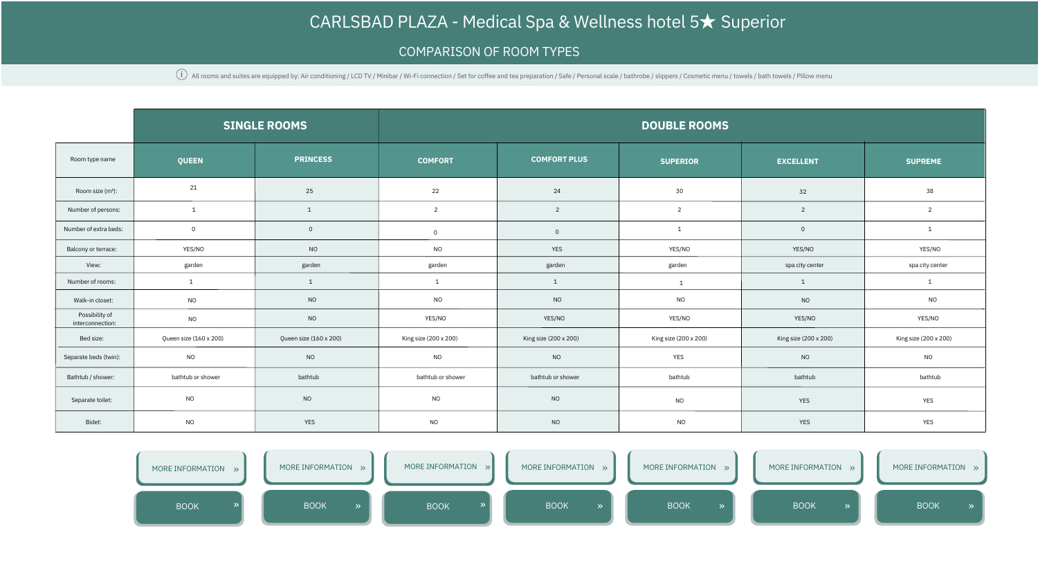# CARLSBAD PLAZA - Medical Spa & Wellness hotel 5★ Superior

## COMPARISON OF ROOM TYPES

ⓘ All rooms and suites are equipped by: Air conditioning / LCD TV / Minibar / Wi-Fi connection / Set for coffee and tea preparation / Safe / Personal scale / bathrobe / slippers / Cosmetic menu / towels / bath towels / Pillow menu

| | SINGLE ROOMS | | DOUBLE ROOMS | | | | |
|---|---|---|---|---|---|---|---|
| Room type name | QUEEN | PRINCESS | COMFORT | COMFORT PLUS | SUPERIOR | EXCELLENT | SUPREME |
| Room size (m²): | 21 | 25 | 22 | 24 | 30 | 32 | 38 |
| Number of persons: | 1 | 1 | 2 | 2 | 2 | 2 | 2 |
| Number of extra beds: | 0 | 0 | 0 | 0 | 1 | 0 | 1 |
| Balcony or terrace: | YES/NO | NO | NO | YES | YES/NO | YES/NO | YES/NO |
| View: | garden | garden | garden | garden | garden | spa city center | spa city center |
| Number of rooms: | 1 | 1 | 1 | 1 | 1 | 1 | 1 |
| Walk-in closet: | NO | NO | NO | NO | NO | NO | NO |
| Possibility of interconnection: | NO | NO | YES/NO | YES/NO | YES/NO | YES/NO | YES/NO |
| Bed size: | Queen size (160 x 200) | Queen size (160 x 200) | King size (200 x 200) | King size (200 x 200) | King size (200 x 200) | King size (200 x 200) | King size (200 x 200) |
| Separate beds (twin): | NO | NO | NO | NO | YES | NO | NO |
| Bathtub / shower: | bathtub or shower | bathtub | bathtub or shower | bathtub or shower | bathtub | bathtub | bathtub |
| Separate toilet: | NO | NO | NO | NO | NO | YES | YES |
| Bidet: | NO | YES | NO | NO | NO | YES | YES |
| | MORE INFORMATION » | MORE INFORMATION » | MORE INFORMATION » | MORE INFORMATION » | MORE INFORMATION » | MORE INFORMATION » | MORE INFORMATION » |
| | BOOK » | BOOK » | BOOK » | BOOK » | BOOK » | BOOK » | BOOK » |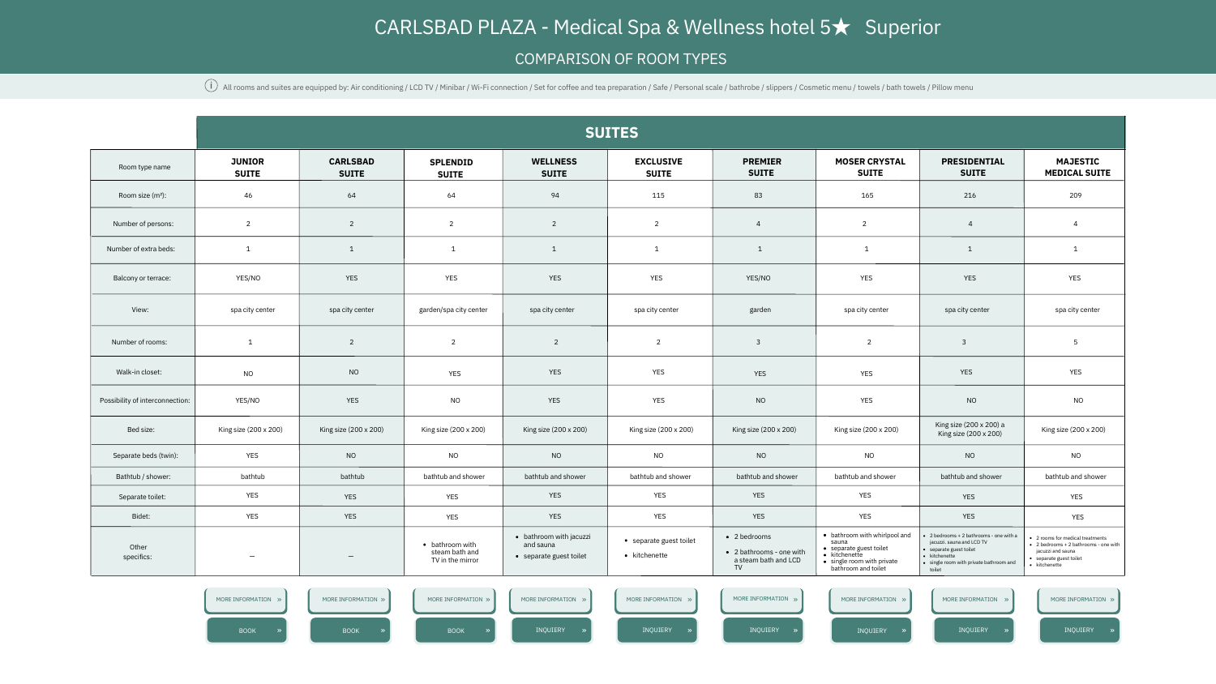# CARLSBAD PLAZA - Medical Spa & Wellness hotel 5★ Superior

## COMPARISON OF ROOM TYPES

ⓘ All rooms and suites are equipped by: Air conditioning / LCD TV / Minibar / Wi-Fi connection / Set for coffee and tea preparation / Safe / Personal scale / bathrobe / slippers / Cosmetic menu / towels / bath towels / Pillow menu

### SUITES

| Room type name | JUNIOR SUITE | CARLSBAD SUITE | SPLENDID SUITE | WELLNESS SUITE | EXCLUSIVE SUITE | PREMIER SUITE | MOSER CRYSTAL SUITE | PRESIDENTIAL SUITE | MAJESTIC MEDICAL SUITE |
|---|---|---|---|---|---|---|---|---|---|
| Room size (m²): | 46 | 64 | 64 | 94 | 115 | 83 | 165 | 216 | 209 |
| Number of persons: | 2 | 2 | 2 | 2 | 2 | 4 | 2 | 4 | 4 |
| Number of extra beds: | 1 | 1 | 1 | 1 | 1 | 1 | 1 | 1 | 1 |
| Balcony or terrace: | YES/NO | YES | YES | YES | YES | YES/NO | YES | YES | YES |
| View: | spa city center | spa city center | garden/spa city center | spa city center | spa city center | garden | spa city center | spa city center | spa city center |
| Number of rooms: | 1 | 2 | 2 | 2 | 2 | 3 | 2 | 3 | 5 |
| Walk-in closet: | NO | NO | YES | YES | YES | YES | YES | YES | YES |
| Possibility of interconnection: | YES/NO | YES | NO | YES | YES | NO | YES | NO | NO |
| Bed size: | King size (200 x 200) | King size (200 x 200) | King size (200 x 200) | King size (200 x 200) | King size (200 x 200) | King size (200 x 200) | King size (200 x 200) | King size (200 x 200) a King size (200 x 200) | King size (200 x 200) |
| Separate beds (twin): | YES | NO | NO | NO | NO | NO | NO | NO | NO |
| Bathtub / shower: | bathtub | bathtub | bathtub and shower | bathtub and shower | bathtub and shower | bathtub and shower | bathtub and shower | bathtub and shower | bathtub and shower |
| Separate toilet: | YES | YES | YES | YES | YES | YES | YES | YES | YES |
| Bidet: | YES | YES | YES | YES | YES | YES | YES | YES | YES |
| Other specifics: | – | – | • bathroom with steam bath and TV in the mirror | • bathroom with jacuzzi and sauna<br>• separate guest toilet | • separate guest toilet<br>• kitchenette | • 2 bedrooms<br>• 2 bathrooms - one with a steam bath and LCD TV | • bathroom with whirlpool and sauna<br>• separate guest toilet<br>• kitchenette<br>• single room with private bathroom and toilet | • 2 bedrooms + 2 bathrooms - one with a jacuzzi, sauna and LCD TV<br>• separate guest toilet<br>• kitchenette<br>• single room with private bathroom and toilet | • 2 rooms for medical treatments<br>• 2 bedrooms + 2 bathrooms - one with jacuzzi and sauna<br>• separate guest toilet<br>• kitchenette |
| | MORE INFORMATION » | MORE INFORMATION » | MORE INFORMATION » | MORE INFORMATION » | MORE INFORMATION » | MORE INFORMATION » | MORE INFORMATION » | MORE INFORMATION » | MORE INFORMATION » |
| | BOOK » | BOOK » | BOOK » | INQUIERY » | INQUIERY » | INQUIERY » | INQUIERY » | INQUIERY » | INQUIERY » |